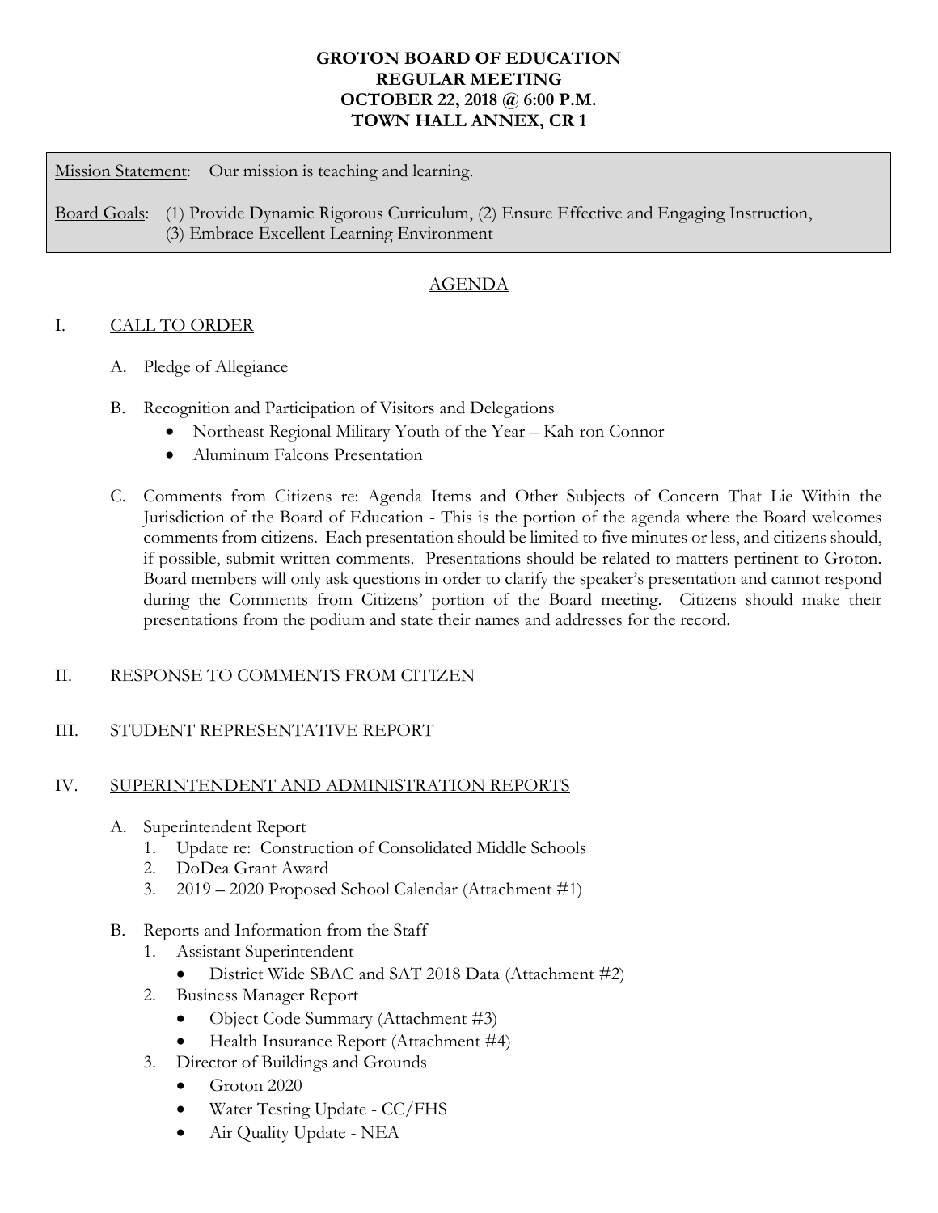# GROTON BOARD OF EDUCATION
## REGULAR MEETING
## OCTOBER 22, 2018 @ 6:00 P.M.
## TOWN HALL ANNEX, CR 1

Mission Statement: Our mission is teaching and learning.

Board Goals: (1) Provide Dynamic Rigorous Curriculum, (2) Ensure Effective and Engaging Instruction, (3) Embrace Excellent Learning Environment

## AGENDA

I. CALL TO ORDER

A. Pledge of Allegiance

B. Recognition and Participation of Visitors and Delegations
- Northeast Regional Military Youth of the Year – Kah-ron Connor
- Aluminum Falcons Presentation

C. Comments from Citizens re: Agenda Items and Other Subjects of Concern That Lie Within the Jurisdiction of the Board of Education - This is the portion of the agenda where the Board welcomes comments from citizens. Each presentation should be limited to five minutes or less, and citizens should, if possible, submit written comments. Presentations should be related to matters pertinent to Groton. Board members will only ask questions in order to clarify the speaker's presentation and cannot respond during the Comments from Citizens' portion of the Board meeting. Citizens should make their presentations from the podium and state their names and addresses for the record.

II. RESPONSE TO COMMENTS FROM CITIZEN

III. STUDENT REPRESENTATIVE REPORT

IV. SUPERINTENDENT AND ADMINISTRATION REPORTS

A. Superintendent Report
1. Update re: Construction of Consolidated Middle Schools
2. DoDea Grant Award
3. 2019 – 2020 Proposed School Calendar (Attachment #1)

B. Reports and Information from the Staff
1. Assistant Superintendent
   - District Wide SBAC and SAT 2018 Data (Attachment #2)
2. Business Manager Report
   - Object Code Summary (Attachment #3)
   - Health Insurance Report (Attachment #4)
3. Director of Buildings and Grounds
   - Groton 2020
   - Water Testing Update - CC/FHS
   - Air Quality Update - NEA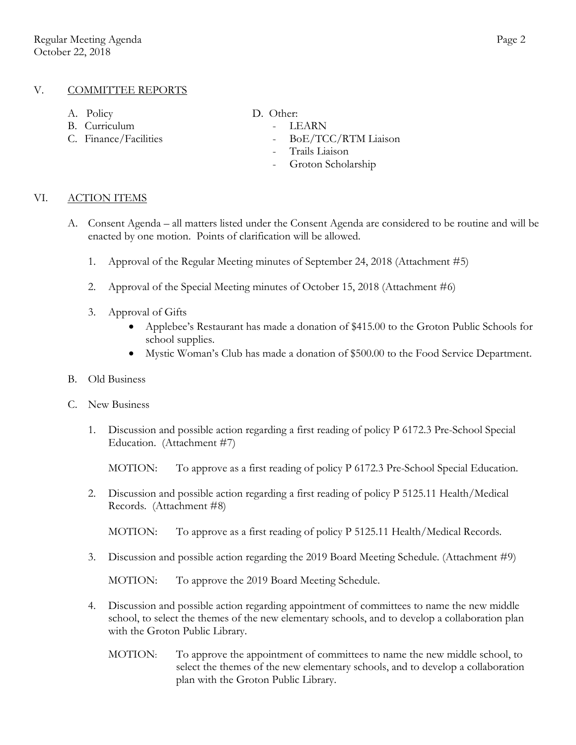## V. COMMITTEE REPORTS

A. Policy
B. Curriculum
C. Finance/Facilities
D. Other:
- LEARN
- BoE/TCC/RTM Liaison
- Trails Liaison
- Groton Scholarship

## VI. ACTION ITEMS

A. Consent Agenda – all matters listed under the Consent Agenda are considered to be routine and will be enacted by one motion. Points of clarification will be allowed.

1. Approval of the Regular Meeting minutes of September 24, 2018 (Attachment #5)

2. Approval of the Special Meeting minutes of October 15, 2018 (Attachment #6)

3. Approval of Gifts
   - Applebee's Restaurant has made a donation of $415.00 to the Groton Public Schools for school supplies.
   - Mystic Woman's Club has made a donation of $500.00 to the Food Service Department.

B. Old Business

C. New Business

1. Discussion and possible action regarding a first reading of policy P 6172.3 Pre-School Special Education. (Attachment #7)

   MOTION: To approve as a first reading of policy P 6172.3 Pre-School Special Education.

2. Discussion and possible action regarding a first reading of policy P 5125.11 Health/Medical Records. (Attachment #8)

   MOTION: To approve as a first reading of policy P 5125.11 Health/Medical Records.

3. Discussion and possible action regarding the 2019 Board Meeting Schedule. (Attachment #9)

   MOTION: To approve the 2019 Board Meeting Schedule.

4. Discussion and possible action regarding appointment of committees to name the new middle school, to select the themes of the new elementary schools, and to develop a collaboration plan with the Groton Public Library.

   MOTION: To approve the appointment of committees to name the new middle school, to select the themes of the new elementary schools, and to develop a collaboration plan with the Groton Public Library.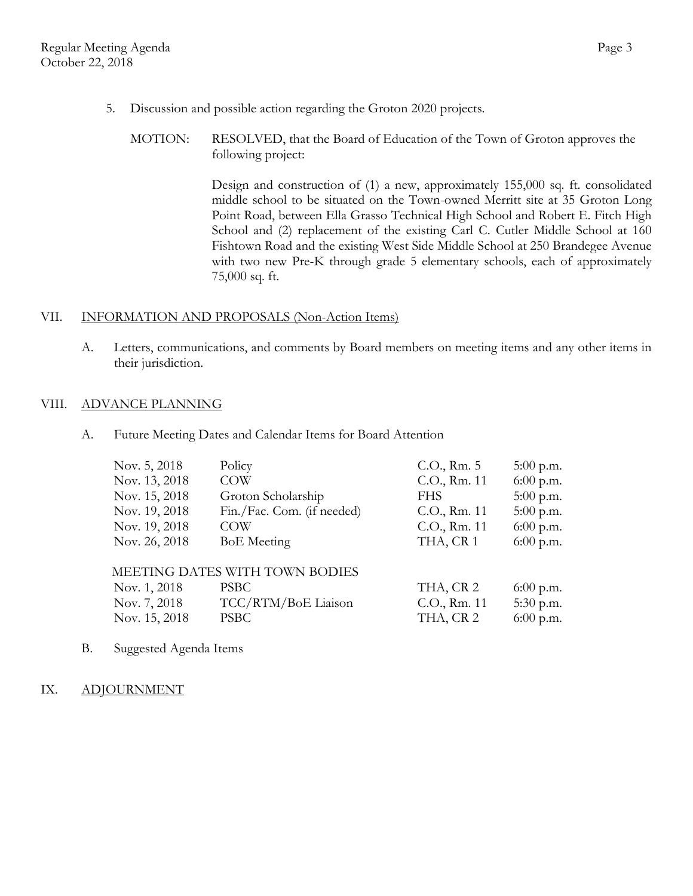5. Discussion and possible action regarding the Groton 2020 projects.

   MOTION: RESOLVED, that the Board of Education of the Town of Groton approves the following project:

   Design and construction of (1) a new, approximately 155,000 sq. ft. consolidated middle school to be situated on the Town-owned Merritt site at 35 Groton Long Point Road, between Ella Grasso Technical High School and Robert E. Fitch High School and (2) replacement of the existing Carl C. Cutler Middle School at 160 Fishtown Road and the existing West Side Middle School at 250 Brandegee Avenue with two new Pre-K through grade 5 elementary schools, each of approximately 75,000 sq. ft.

## VII. <u>INFORMATION AND PROPOSALS (Non-Action Items)</u>

A. Letters, communications, and comments by Board members on meeting items and any other items in their jurisdiction.

## VIII. <u>ADVANCE PLANNING</u>

A. Future Meeting Dates and Calendar Items for Board Attention

| | | | |
|---|---|---|---|
| Nov. 5, 2018 | Policy | C.O., Rm. 5 | 5:00 p.m. |
| Nov. 13, 2018 | COW | C.O., Rm. 11 | 6:00 p.m. |
| Nov. 15, 2018 | Groton Scholarship | FHS | 5:00 p.m. |
| Nov. 19, 2018 | Fin./Fac. Com. (if needed) | C.O., Rm. 11 | 5:00 p.m. |
| Nov. 19, 2018 | COW | C.O., Rm. 11 | 6:00 p.m. |
| Nov. 26, 2018 | BoE Meeting | THA, CR 1 | 6:00 p.m. |

MEETING DATES WITH TOWN BODIES

| | | | |
|---|---|---|---|
| Nov. 1, 2018 | PSBC | THA, CR 2 | 6:00 p.m. |
| Nov. 7, 2018 | TCC/RTM/BoE Liaison | C.O., Rm. 11 | 5:30 p.m. |
| Nov. 15, 2018 | PSBC | THA, CR 2 | 6:00 p.m. |

B. Suggested Agenda Items

## IX. <u>ADJOURNMENT</u>